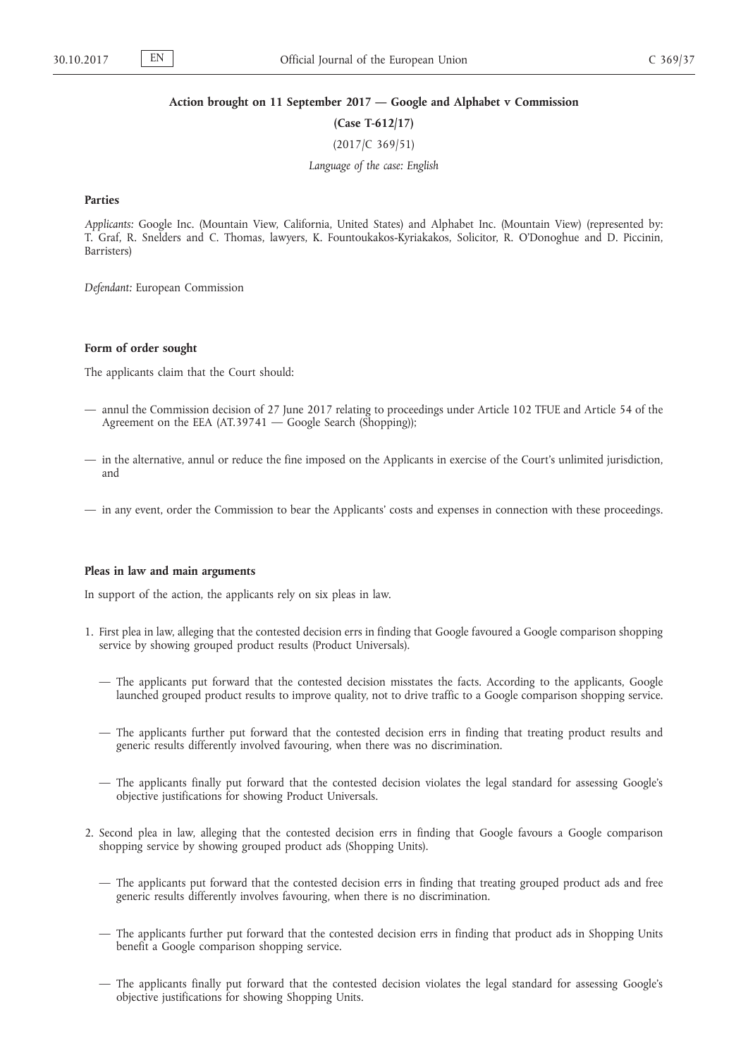**Action brought on 11 September 2017 — Google and Alphabet v Commission**

**(Case T-612/17)**

(2017/C 369/51)

*Language of the case: English*

**Parties**

*Applicants:* Google Inc. (Mountain View, California, United States) and Alphabet Inc. (Mountain View) (represented by: T. Graf, R. Snelders and C. Thomas, lawyers, K. Fountoukakos-Kyriakakos, Solicitor, R. O'Donoghue and D. Piccinin, Barristers)

*Defendant:* European Commission

**Form of order sought**

The applicants claim that the Court should:

— annul the Commission decision of 27 June 2017 relating to proceedings under Article 102 TFUE and Article 54 of the Agreement on the EEA (AT.39741 — Google Search (Shopping));

— in the alternative, annul or reduce the fine imposed on the Applicants in exercise of the Court's unlimited jurisdiction, and

— in any event, order the Commission to bear the Applicants' costs and expenses in connection with these proceedings.

**Pleas in law and main arguments**

In support of the action, the applicants rely on six pleas in law.

1. First plea in law, alleging that the contested decision errs in finding that Google favoured a Google comparison shopping service by showing grouped product results (Product Universals).

   — The applicants put forward that the contested decision misstates the facts. According to the applicants, Google launched grouped product results to improve quality, not to drive traffic to a Google comparison shopping service.

   — The applicants further put forward that the contested decision errs in finding that treating product results and generic results differently involved favouring, when there was no discrimination.

   — The applicants finally put forward that the contested decision violates the legal standard for assessing Google's objective justifications for showing Product Universals.

2. Second plea in law, alleging that the contested decision errs in finding that Google favours a Google comparison shopping service by showing grouped product ads (Shopping Units).

   — The applicants put forward that the contested decision errs in finding that treating grouped product ads and free generic results differently involves favouring, when there is no discrimination.

   — The applicants further put forward that the contested decision errs in finding that product ads in Shopping Units benefit a Google comparison shopping service.

   — The applicants finally put forward that the contested decision violates the legal standard for assessing Google's objective justifications for showing Shopping Units.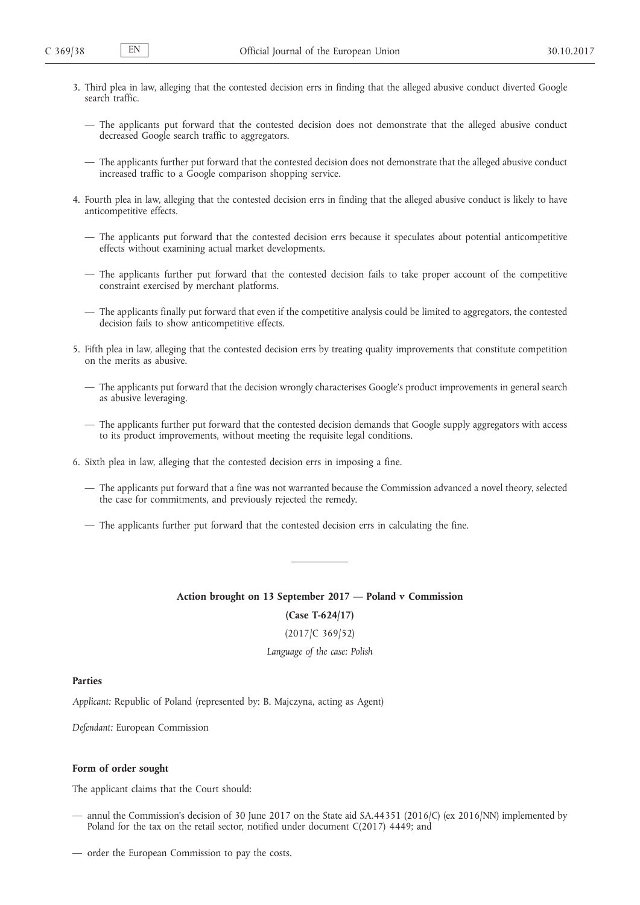3. Third plea in law, alleging that the contested decision errs in finding that the alleged abusive conduct diverted Google search traffic.

   — The applicants put forward that the contested decision does not demonstrate that the alleged abusive conduct decreased Google search traffic to aggregators.

   — The applicants further put forward that the contested decision does not demonstrate that the alleged abusive conduct increased traffic to a Google comparison shopping service.

4. Fourth plea in law, alleging that the contested decision errs in finding that the alleged abusive conduct is likely to have anticompetitive effects.

   — The applicants put forward that the contested decision errs because it speculates about potential anticompetitive effects without examining actual market developments.

   — The applicants further put forward that the contested decision fails to take proper account of the competitive constraint exercised by merchant platforms.

   — The applicants finally put forward that even if the competitive analysis could be limited to aggregators, the contested decision fails to show anticompetitive effects.

5. Fifth plea in law, alleging that the contested decision errs by treating quality improvements that constitute competition on the merits as abusive.

   — The applicants put forward that the decision wrongly characterises Google's product improvements in general search as abusive leveraging.

   — The applicants further put forward that the contested decision demands that Google supply aggregators with access to its product improvements, without meeting the requisite legal conditions.

6. Sixth plea in law, alleging that the contested decision errs in imposing a fine.

   — The applicants put forward that a fine was not warranted because the Commission advanced a novel theory, selected the case for commitments, and previously rejected the remedy.

   — The applicants further put forward that the contested decision errs in calculating the fine.

---

## Action brought on 13 September 2017 — Poland v Commission

## (Case T-624/17)

(2017/C 369/52)

*Language of the case: Polish*

### Parties

*Applicant:* Republic of Poland (represented by: B. Majczyna, acting as Agent)

*Defendant:* European Commission

### Form of order sought

The applicant claims that the Court should:

— annul the Commission's decision of 30 June 2017 on the State aid SA.44351 (2016/C) (ex 2016/NN) implemented by Poland for the tax on the retail sector, notified under document C(2017) 4449; and

— order the European Commission to pay the costs.